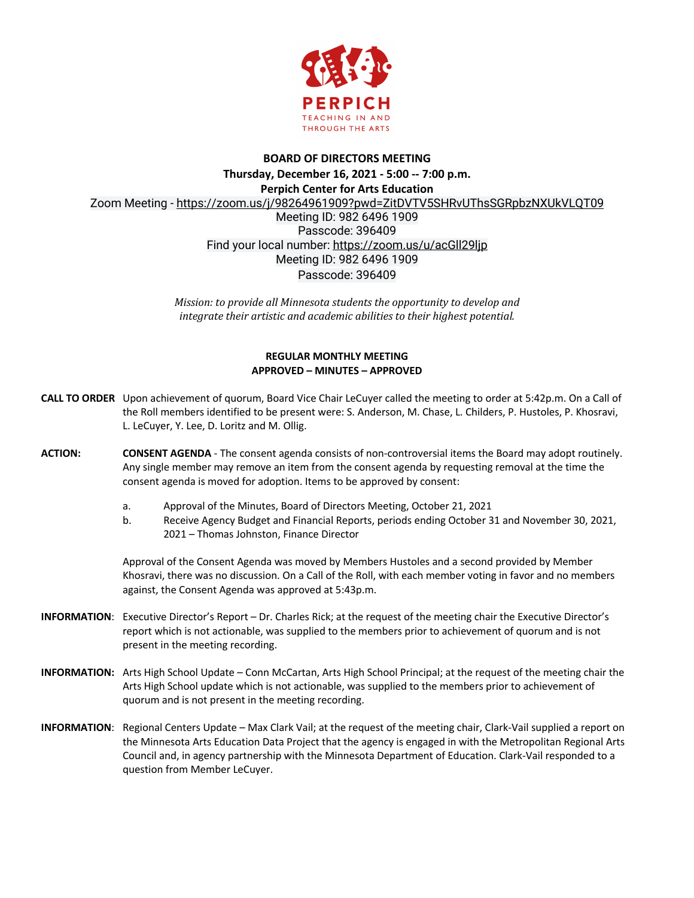PERPICH
TEACHING IN AND THROUGH THE ARTS

**BOARD OF DIRECTORS MEETING**
**Thursday, December 16, 2021 - 5:00 -- 7:00 p.m.**
**Perpich Center for Arts Education**

Zoom Meeting - https://zoom.us/j/98264961909?pwd=ZitDVTV5SHRvUThsSGRpbzNXUkVLQT09
Meeting ID: 982 6496 1909
Passcode: 396409
Find your local number: https://zoom.us/u/acGll29ljp
Meeting ID: 982 6496 1909
Passcode: 396409

*Mission: to provide all Minnesota students the opportunity to develop and integrate their artistic and academic abilities to their highest potential.*

**REGULAR MONTHLY MEETING**
**APPROVED – MINUTES – APPROVED**

**CALL TO ORDER** Upon achievement of quorum, Board Vice Chair LeCuyer called the meeting to order at 5:42p.m. On a Call of the Roll members identified to be present were: S. Anderson, M. Chase, L. Childers, P. Hustoles, P. Khosravi, L. LeCuyer, Y. Lee, D. Loritz and M. Ollig.

**ACTION:** **CONSENT AGENDA** - The consent agenda consists of non-controversial items the Board may adopt routinely. Any single member may remove an item from the consent agenda by requesting removal at the time the consent agenda is moved for adoption. Items to be approved by consent:

a. Approval of the Minutes, Board of Directors Meeting, October 21, 2021
b. Receive Agency Budget and Financial Reports, periods ending October 31 and November 30, 2021, 2021 – Thomas Johnston, Finance Director

Approval of the Consent Agenda was moved by Members Hustoles and a second provided by Member Khosravi, there was no discussion. On a Call of the Roll, with each member voting in favor and no members against, the Consent Agenda was approved at 5:43p.m.

**INFORMATION**: Executive Director's Report – Dr. Charles Rick; at the request of the meeting chair the Executive Director's report which is not actionable, was supplied to the members prior to achievement of quorum and is not present in the meeting recording.

**INFORMATION:** Arts High School Update – Conn McCartan, Arts High School Principal; at the request of the meeting chair the Arts High School update which is not actionable, was supplied to the members prior to achievement of quorum and is not present in the meeting recording.

**INFORMATION**: Regional Centers Update – Max Clark Vail; at the request of the meeting chair, Clark-Vail supplied a report on the Minnesota Arts Education Data Project that the agency is engaged in with the Metropolitan Regional Arts Council and, in agency partnership with the Minnesota Department of Education. Clark-Vail responded to a question from Member LeCuyer.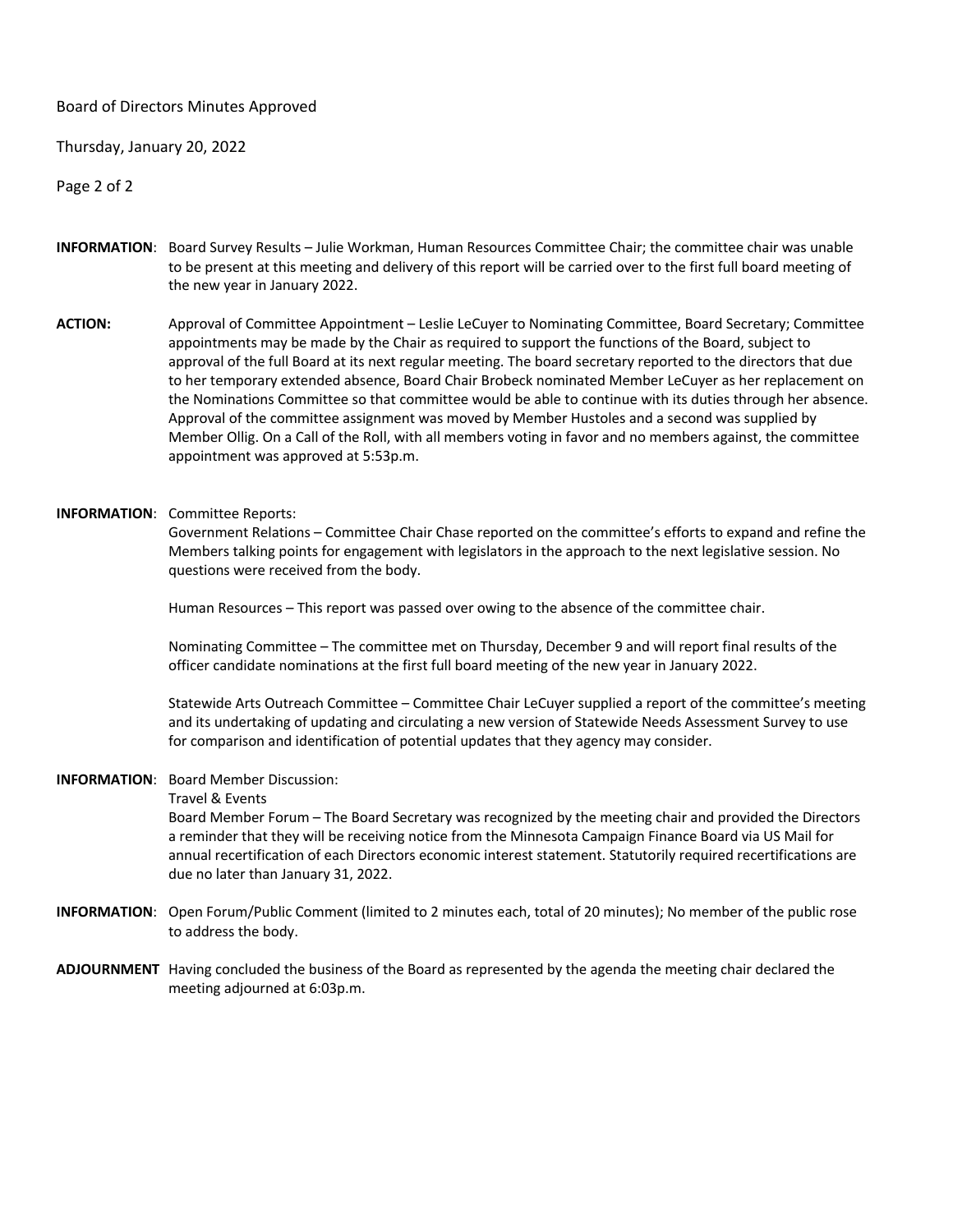**INFORMATION**: Board Survey Results – Julie Workman, Human Resources Committee Chair; the committee chair was unable to be present at this meeting and delivery of this report will be carried over to the first full board meeting of the new year in January 2022.

**ACTION:** Approval of Committee Appointment – Leslie LeCuyer to Nominating Committee, Board Secretary; Committee appointments may be made by the Chair as required to support the functions of the Board, subject to approval of the full Board at its next regular meeting. The board secretary reported to the directors that due to her temporary extended absence, Board Chair Brobeck nominated Member LeCuyer as her replacement on the Nominations Committee so that committee would be able to continue with its duties through her absence. Approval of the committee assignment was moved by Member Hustoles and a second was supplied by Member Ollig. On a Call of the Roll, with all members voting in favor and no members against, the committee appointment was approved at 5:53p.m.

**INFORMATION**: Committee Reports:

Government Relations – Committee Chair Chase reported on the committee's efforts to expand and refine the Members talking points for engagement with legislators in the approach to the next legislative session. No questions were received from the body.

Human Resources – This report was passed over owing to the absence of the committee chair.

Nominating Committee – The committee met on Thursday, December 9 and will report final results of the officer candidate nominations at the first full board meeting of the new year in January 2022.

Statewide Arts Outreach Committee – Committee Chair LeCuyer supplied a report of the committee's meeting and its undertaking of updating and circulating a new version of Statewide Needs Assessment Survey to use for comparison and identification of potential updates that they agency may consider.

**INFORMATION**: Board Member Discussion:

Travel & Events

Board Member Forum – The Board Secretary was recognized by the meeting chair and provided the Directors a reminder that they will be receiving notice from the Minnesota Campaign Finance Board via US Mail for annual recertification of each Directors economic interest statement. Statutorily required recertifications are due no later than January 31, 2022.

**INFORMATION**: Open Forum/Public Comment (limited to 2 minutes each, total of 20 minutes); No member of the public rose to address the body.

**ADJOURNMENT** Having concluded the business of the Board as represented by the agenda the meeting chair declared the meeting adjourned at 6:03p.m.